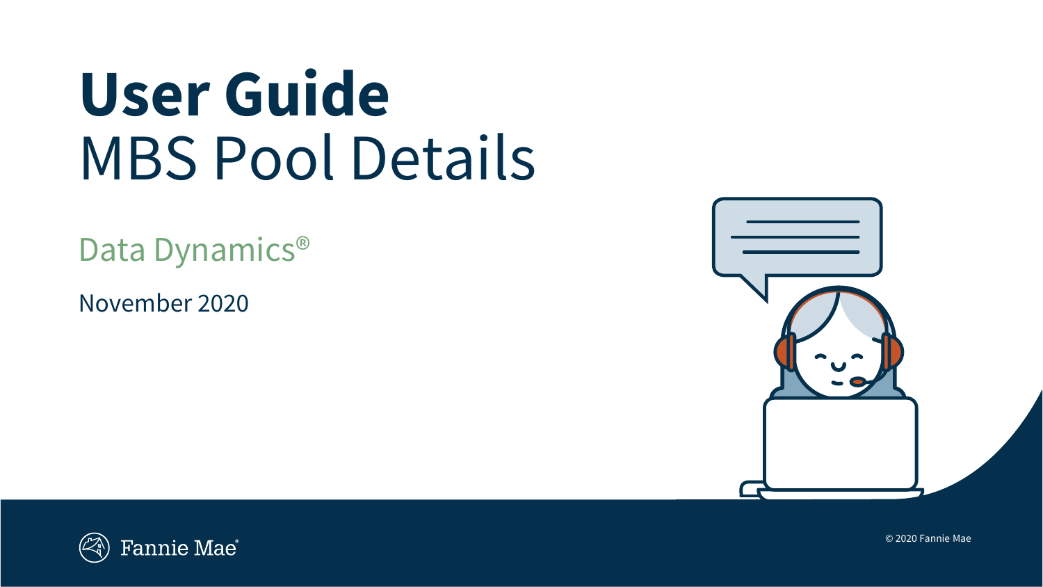# User Guide
## MBS Pool Details

Data Dynamics®

November 2020

Fannie Mae®

© 2020 Fannie Mae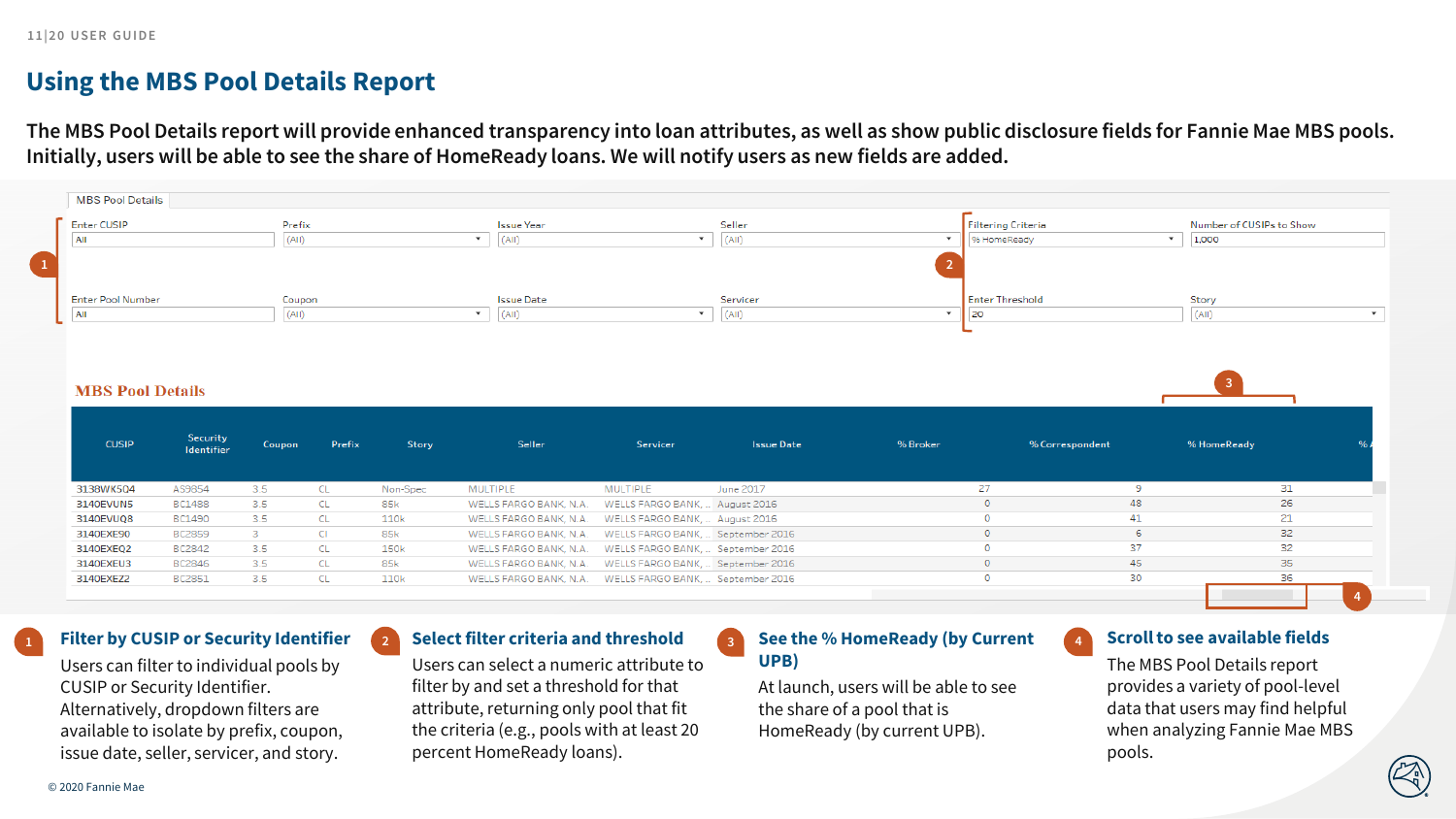## Using the MBS Pool Details Report

**The MBS Pool Details report will provide enhanced transparency into loan attributes, as well as show public disclosure fields for Fannie Mae MBS pools. Initially, users will be able to see the share of HomeReady loans. We will notify users as new fields are added.**

MBS Pool Details

| Enter CUSIP | Prefix | Issue Year | Seller | Filtering Criteria | Number of CUSIPs to Show |
|---|---|---|---|---|---|
| All | (All) | (All) | (All) | % HomeReady | 1,000 |
| **Enter Pool Number** | **Coupon** | **Issue Date** | **Servicer** | **Enter Threshold** | **Story** |
| All | (All) | (All) | (All) | 20 | (All) |

### MBS Pool Details

| CUSIP | Security Identifier | Coupon | Prefix | Story | Seller | Servicer | Issue Date | % Broker | % Correspondent | % HomeReady |
|---|---|---|---|---|---|---|---|---|---|---|
| 3138WK5O4 | AS9854 | 3.5 | CL | Non-Spec | MULTIPLE | MULTIPLE | June 2017 | 27 | 9 | 31 |
| 3140EVUN5 | BC1488 | 3.5 | CL | 85k | WELLS FARGO BANK, N.A. | WELLS FARGO BANK, .. | August 2016 | 0 | 48 | 26 |
| 3140EVUQ8 | BC1490 | 3.5 | CL | 110k | WELLS FARGO BANK, N.A. | WELLS FARGO BANK, .. | August 2016 | 0 | 41 | 21 |
| 3140EXE90 | BC2859 | 3 | CI | 85k | WELLS FARGO BANK, N.A. | WELLS FARGO BANK, .. | September 2016 | 0 | 6 | 32 |
| 3140EXEQ2 | BC2842 | 3.5 | CL | 150k | WELLS FARGO BANK, N.A. | WELLS FARGO BANK, .. | September 2016 | 0 | 37 | 32 |
| 3140EXEU3 | BC2846 | 3.5 | CL | 85k | WELLS FARGO BANK, N.A. | WELLS FARGO BANK, .. | September 2016 | 0 | 45 | 35 |
| 3140EXEZ2 | BC2851 | 3.5 | CL | 110k | WELLS FARGO BANK, N.A. | WELLS FARGO BANK, .. | September 2016 | 0 | 30 | 36 |

1. **Filter by CUSIP or Security Identifier**
   Users can filter to individual pools by CUSIP or Security Identifier. Alternatively, dropdown filters are available to isolate by prefix, coupon, issue date, seller, servicer, and story.

2. **Select filter criteria and threshold**
   Users can select a numeric attribute to filter by and set a threshold for that attribute, returning only pool that fit the criteria (e.g., pools with at least 20 percent HomeReady loans).

3. **See the % HomeReady (by Current UPB)**
   At launch, users will be able to see the share of a pool that is HomeReady (by current UPB).

4. **Scroll to see available fields**
   The MBS Pool Details report provides a variety of pool-level data that users may find helpful when analyzing Fannie Mae MBS pools.

© 2020 Fannie Mae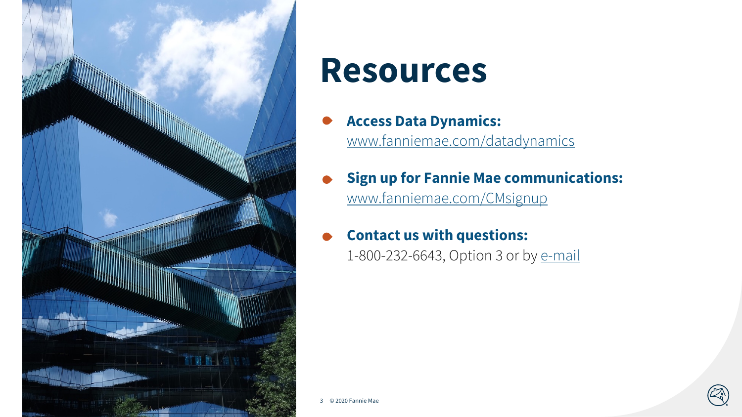# Resources

- **Access Data Dynamics:**
  www.fanniemae.com/datadynamics

- **Sign up for Fannie Mae communications:**
  www.fanniemae.com/CMsignup

- **Contact us with questions:**
  1-800-232-6643, Option 3 or by e-mail

© 2020 Fannie Mae